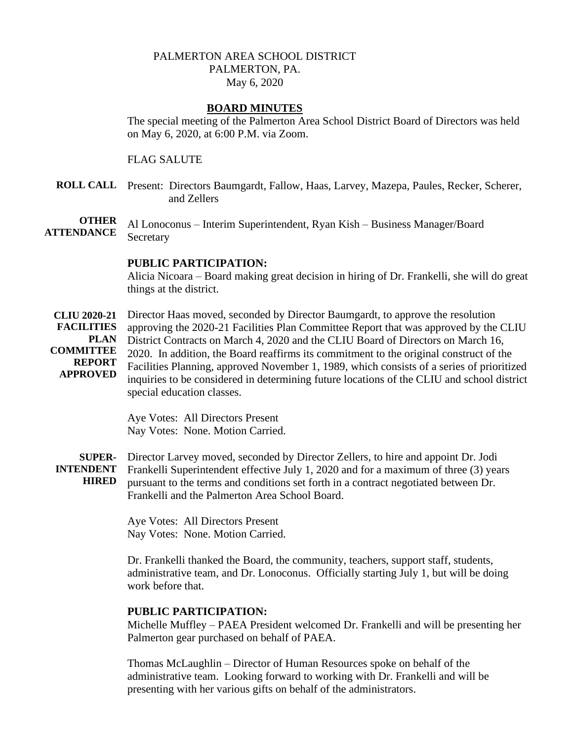PALMERTON AREA SCHOOL DISTRICT
PALMERTON, PA.
May 6, 2020

## BOARD MINUTES

The special meeting of the Palmerton Area School District Board of Directors was held on May 6, 2020, at 6:00 P.M. via Zoom.

FLAG SALUTE

**ROLL CALL** Present: Directors Baumgardt, Fallow, Haas, Larvey, Mazepa, Paules, Recker, Scherer, and Zellers

**OTHER ATTENDANCE** Al Lonoconus – Interim Superintendent, Ryan Kish – Business Manager/Board Secretary

**PUBLIC PARTICIPATION:**
Alicia Nicoara – Board making great decision in hiring of Dr. Frankelli, she will do great things at the district.

**CLIU 2020-21 FACILITIES PLAN COMMITTEE REPORT APPROVED** Director Haas moved, seconded by Director Baumgardt, to approve the resolution approving the 2020-21 Facilities Plan Committee Report that was approved by the CLIU District Contracts on March 4, 2020 and the CLIU Board of Directors on March 16, 2020. In addition, the Board reaffirms its commitment to the original construct of the Facilities Planning, approved November 1, 1989, which consists of a series of prioritized inquiries to be considered in determining future locations of the CLIU and school district special education classes.

Aye Votes: All Directors Present
Nay Votes: None. Motion Carried.

**SUPER-INTENDENT HIRED** Director Larvey moved, seconded by Director Zellers, to hire and appoint Dr. Jodi Frankelli Superintendent effective July 1, 2020 and for a maximum of three (3) years pursuant to the terms and conditions set forth in a contract negotiated between Dr. Frankelli and the Palmerton Area School Board.

Aye Votes: All Directors Present
Nay Votes: None. Motion Carried.

Dr. Frankelli thanked the Board, the community, teachers, support staff, students, administrative team, and Dr. Lonoconus. Officially starting July 1, but will be doing work before that.

**PUBLIC PARTICIPATION:**
Michelle Muffley – PAEA President welcomed Dr. Frankelli and will be presenting her Palmerton gear purchased on behalf of PAEA.

Thomas McLaughlin – Director of Human Resources spoke on behalf of the administrative team. Looking forward to working with Dr. Frankelli and will be presenting with her various gifts on behalf of the administrators.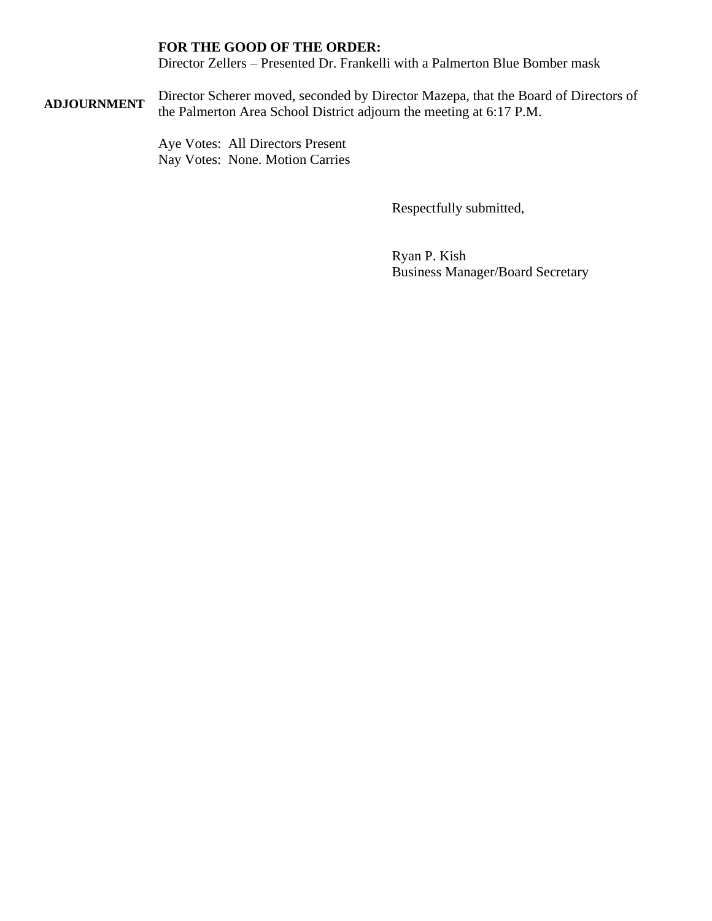**FOR THE GOOD OF THE ORDER:**

Director Zellers – Presented Dr. Frankelli with a Palmerton Blue Bomber mask

**ADJOURNMENT**

Director Scherer moved, seconded by Director Mazepa, that the Board of Directors of the Palmerton Area School District adjourn the meeting at 6:17 P.M.

Aye Votes: All Directors Present
Nay Votes: None. Motion Carries

Respectfully submitted,

Ryan P. Kish
Business Manager/Board Secretary